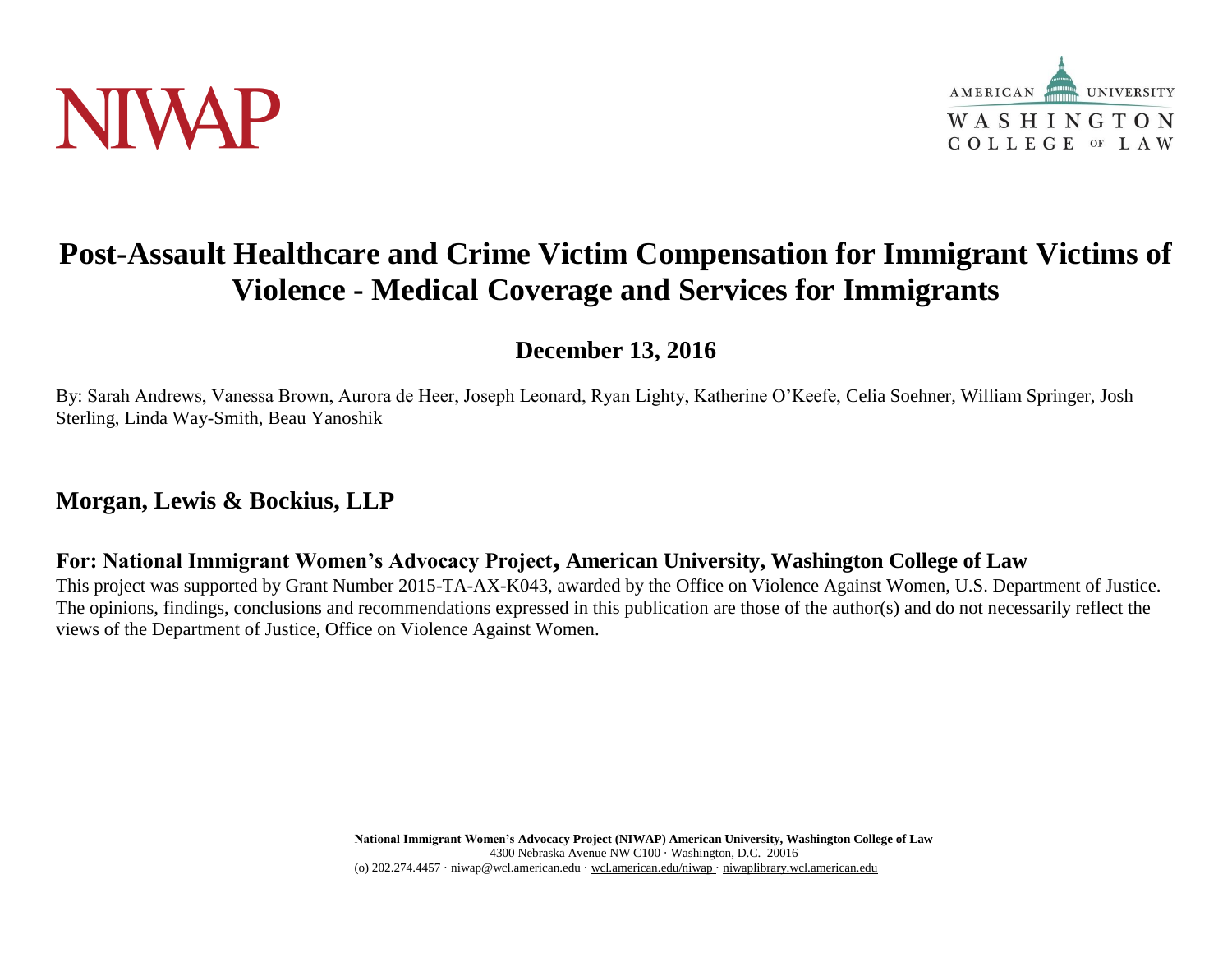NIWAP

AMERICAN UNIVERSITY
WASHINGTON
COLLEGE OF LAW

# Post-Assault Healthcare and Crime Victim Compensation for Immigrant Victims of Violence - Medical Coverage and Services for Immigrants

## December 13, 2016

By: Sarah Andrews, Vanessa Brown, Aurora de Heer, Joseph Leonard, Ryan Lighty, Katherine O'Keefe, Celia Soehner, William Springer, Josh Sterling, Linda Way-Smith, Beau Yanoshik

### Morgan, Lewis & Bockius, LLP

**For: National Immigrant Women's Advocacy Project, American University, Washington College of Law**

This project was supported by Grant Number 2015-TA-AX-K043, awarded by the Office on Violence Against Women, U.S. Department of Justice. The opinions, findings, conclusions and recommendations expressed in this publication are those of the author(s) and do not necessarily reflect the views of the Department of Justice, Office on Violence Against Women.

**National Immigrant Women's Advocacy Project (NIWAP) American University, Washington College of Law**
4300 Nebraska Avenue NW C100 · Washington, D.C. 20016
(o) 202.274.4457 · niwap@wcl.american.edu · wcl.american.edu/niwap · niwaplibrary.wcl.american.edu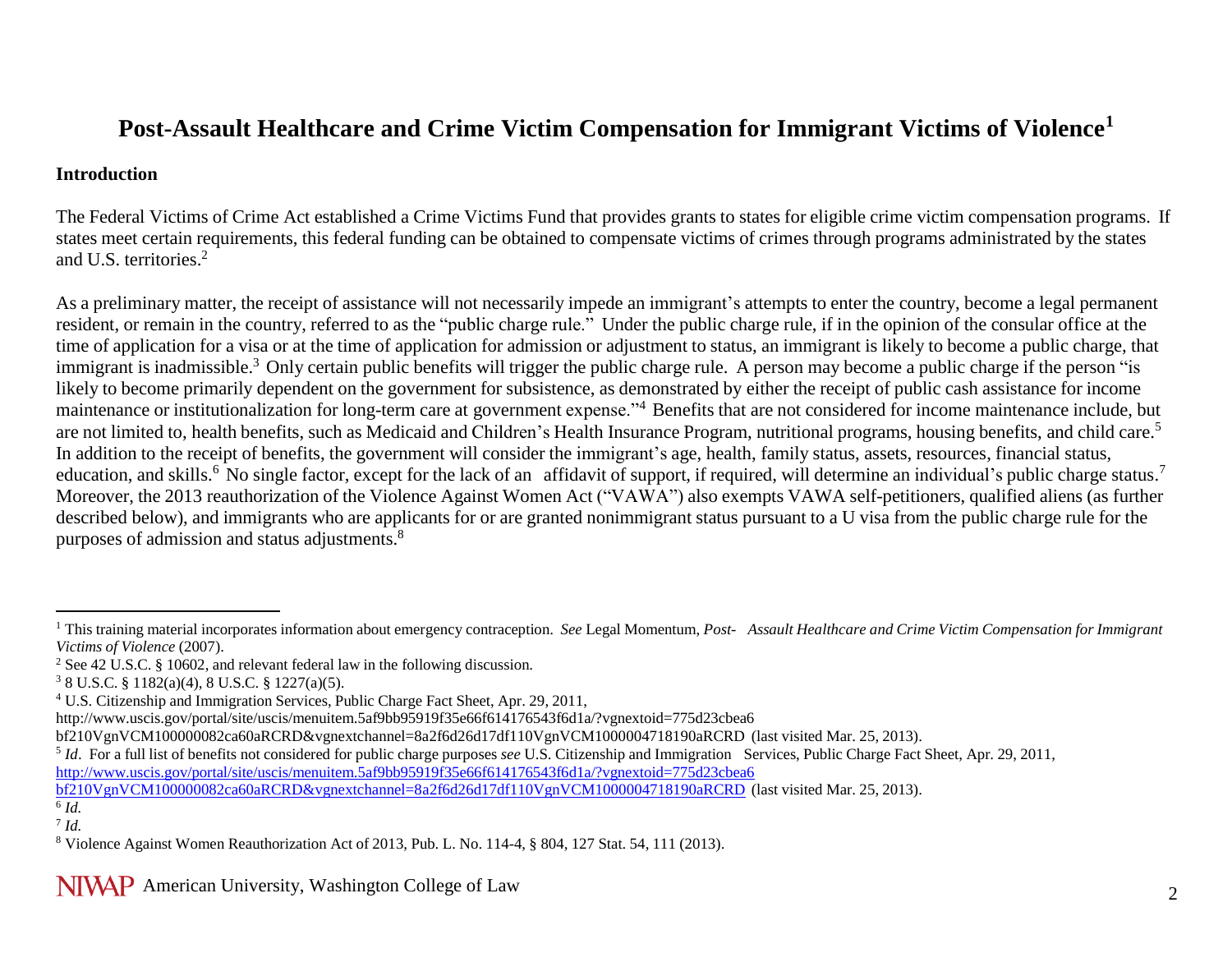# Post-Assault Healthcare and Crime Victim Compensation for Immigrant Victims of Violence[1]

## Introduction

The Federal Victims of Crime Act established a Crime Victims Fund that provides grants to states for eligible crime victim compensation programs. If states meet certain requirements, this federal funding can be obtained to compensate victims of crimes through programs administrated by the states and U.S. territories.[2]

As a preliminary matter, the receipt of assistance will not necessarily impede an immigrant's attempts to enter the country, become a legal permanent resident, or remain in the country, referred to as the "public charge rule." Under the public charge rule, if in the opinion of the consular office at the time of application for a visa or at the time of application for admission or adjustment to status, an immigrant is likely to become a public charge, that immigrant is inadmissible.[3] Only certain public benefits will trigger the public charge rule. A person may become a public charge if the person "is likely to become primarily dependent on the government for subsistence, as demonstrated by either the receipt of public cash assistance for income maintenance or institutionalization for long-term care at government expense."[4] Benefits that are not considered for income maintenance include, but are not limited to, health benefits, such as Medicaid and Children's Health Insurance Program, nutritional programs, housing benefits, and child care.[5] In addition to the receipt of benefits, the government will consider the immigrant's age, health, family status, assets, resources, financial status, education, and skills.[6] No single factor, except for the lack of an affidavit of support, if required, will determine an individual's public charge status.[7] Moreover, the 2013 reauthorization of the Violence Against Women Act ("VAWA") also exempts VAWA self-petitioners, qualified aliens (as further described below), and immigrants who are applicants for or are granted nonimmigrant status pursuant to a U visa from the public charge rule for the purposes of admission and status adjustments.[8]

---

[1] This training material incorporates information about emergency contraception. *See* Legal Momentum, *Post- Assault Healthcare and Crime Victim Compensation for Immigrant Victims of Violence* (2007).

[2] See 42 U.S.C. § 10602, and relevant federal law in the following discussion.

[3] 8 U.S.C. § 1182(a)(4), 8 U.S.C. § 1227(a)(5).

[4] U.S. Citizenship and Immigration Services, Public Charge Fact Sheet, Apr. 29, 2011, http://www.uscis.gov/portal/site/uscis/menuitem.5af9bb95919f35e66f614176543f6d1a/?vgnextoid=775d23cbea6bf210VgnVCM100000082ca60aRCRD&vgnextchannel=8a2f6d26d17df110VgnVCM1000004718190aRCRD (last visited Mar. 25, 2013).

[5] *Id*. For a full list of benefits not considered for public charge purposes *see* U.S. Citizenship and Immigration Services, Public Charge Fact Sheet, Apr. 29, 2011, http://www.uscis.gov/portal/site/uscis/menuitem.5af9bb95919f35e66f614176543f6d1a/?vgnextoid=775d23cbea6bf210VgnVCM100000082ca60aRCRD&vgnextchannel=8a2f6d26d17df110VgnVCM1000004718190aRCRD (last visited Mar. 25, 2013).

[6] *Id.*

[7] *Id.*

[8] Violence Against Women Reauthorization Act of 2013, Pub. L. No. 114-4, § 804, 127 Stat. 54, 111 (2013).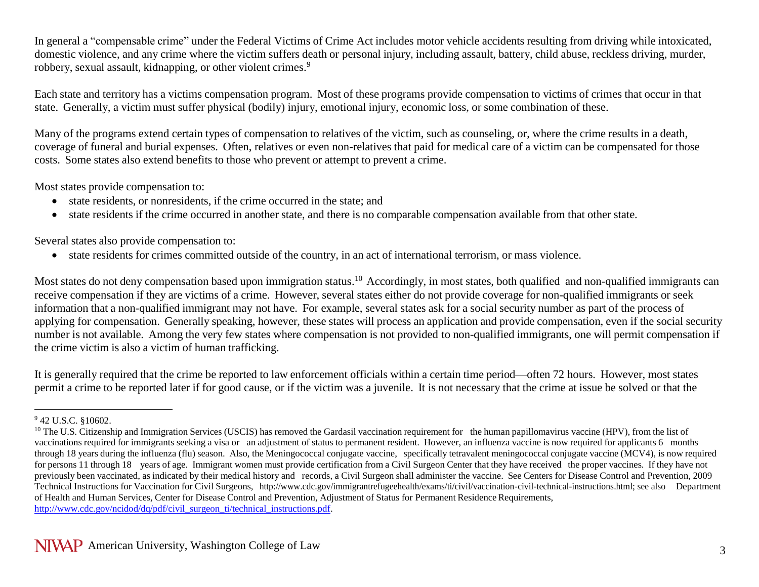In general a "compensable crime" under the Federal Victims of Crime Act includes motor vehicle accidents resulting from driving while intoxicated, domestic violence, and any crime where the victim suffers death or personal injury, including assault, battery, child abuse, reckless driving, murder, robbery, sexual assault, kidnapping, or other violent crimes.[9]

Each state and territory has a victims compensation program. Most of these programs provide compensation to victims of crimes that occur in that state. Generally, a victim must suffer physical (bodily) injury, emotional injury, economic loss, or some combination of these.

Many of the programs extend certain types of compensation to relatives of the victim, such as counseling, or, where the crime results in a death, coverage of funeral and burial expenses. Often, relatives or even non-relatives that paid for medical care of a victim can be compensated for those costs. Some states also extend benefits to those who prevent or attempt to prevent a crime.

Most states provide compensation to:

- state residents, or nonresidents, if the crime occurred in the state; and
- state residents if the crime occurred in another state, and there is no comparable compensation available from that other state.

Several states also provide compensation to:

- state residents for crimes committed outside of the country, in an act of international terrorism, or mass violence.

Most states do not deny compensation based upon immigration status.[10] Accordingly, in most states, both qualified and non-qualified immigrants can receive compensation if they are victims of a crime. However, several states either do not provide coverage for non-qualified immigrants or seek information that a non-qualified immigrant may not have. For example, several states ask for a social security number as part of the process of applying for compensation. Generally speaking, however, these states will process an application and provide compensation, even if the social security number is not available. Among the very few states where compensation is not provided to non-qualified immigrants, one will permit compensation if the crime victim is also a victim of human trafficking.

It is generally required that the crime be reported to law enforcement officials within a certain time period—often 72 hours. However, most states permit a crime to be reported later if for good cause, or if the victim was a juvenile. It is not necessary that the crime at issue be solved or that the

---

[9] 42 U.S.C. §10602.

[10] The U.S. Citizenship and Immigration Services (USCIS) has removed the Gardasil vaccination requirement for the human papillomavirus vaccine (HPV), from the list of vaccinations required for immigrants seeking a visa or an adjustment of status to permanent resident. However, an influenza vaccine is now required for applicants 6 months through 18 years during the influenza (flu) season. Also, the Meningococcal conjugate vaccine, specifically tetravalent meningococcal conjugate vaccine (MCV4), is now required for persons 11 through 18 years of age. Immigrant women must provide certification from a Civil Surgeon Center that they have received the proper vaccines. If they have not previously been vaccinated, as indicated by their medical history and records, a Civil Surgeon shall administer the vaccine. See Centers for Disease Control and Prevention, 2009 Technical Instructions for Vaccination for Civil Surgeons, http://www.cdc.gov/immigrantrefugeehealth/exams/ti/civil/vaccination-civil-technical-instructions.html; see also Department of Health and Human Services, Center for Disease Control and Prevention, Adjustment of Status for Permanent Residence Requirements, http://www.cdc.gov/ncidod/dq/pdf/civil_surgeon_ti/technical_instructions.pdf.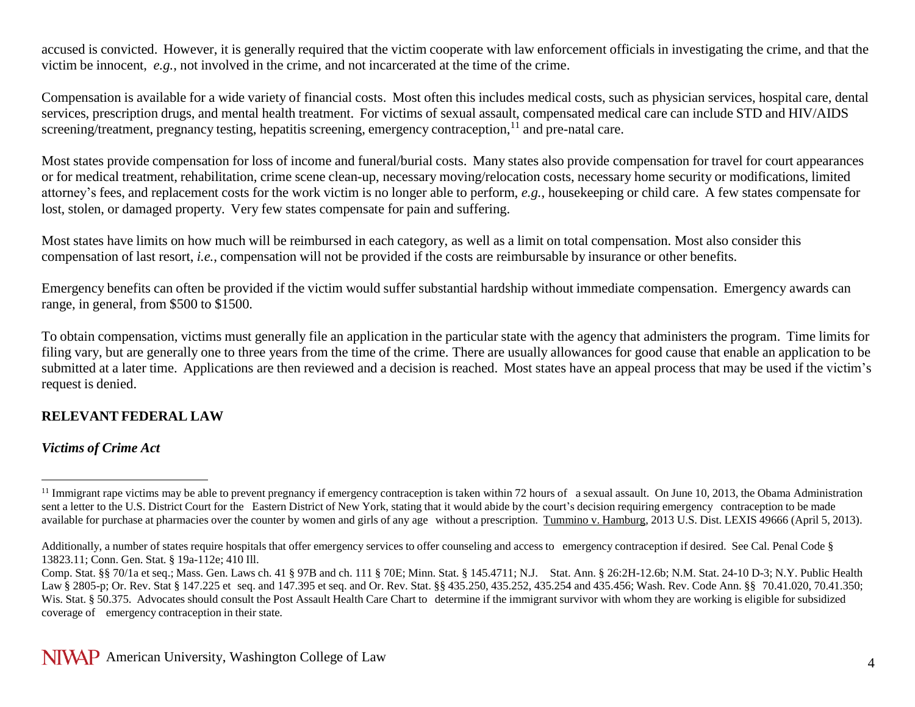accused is convicted. However, it is generally required that the victim cooperate with law enforcement officials in investigating the crime, and that the victim be innocent, *e.g.*, not involved in the crime, and not incarcerated at the time of the crime.

Compensation is available for a wide variety of financial costs. Most often this includes medical costs, such as physician services, hospital care, dental services, prescription drugs, and mental health treatment. For victims of sexual assault, compensated medical care can include STD and HIV/AIDS screening/treatment, pregnancy testing, hepatitis screening, emergency contraception,[11] and pre-natal care.

Most states provide compensation for loss of income and funeral/burial costs. Many states also provide compensation for travel for court appearances or for medical treatment, rehabilitation, crime scene clean-up, necessary moving/relocation costs, necessary home security or modifications, limited attorney's fees, and replacement costs for the work victim is no longer able to perform, *e.g.*, housekeeping or child care. A few states compensate for lost, stolen, or damaged property. Very few states compensate for pain and suffering.

Most states have limits on how much will be reimbursed in each category, as well as a limit on total compensation. Most also consider this compensation of last resort, *i.e.*, compensation will not be provided if the costs are reimbursable by insurance or other benefits.

Emergency benefits can often be provided if the victim would suffer substantial hardship without immediate compensation. Emergency awards can range, in general, from $500 to $1500.

To obtain compensation, victims must generally file an application in the particular state with the agency that administers the program. Time limits for filing vary, but are generally one to three years from the time of the crime. There are usually allowances for good cause that enable an application to be submitted at a later time. Applications are then reviewed and a decision is reached. Most states have an appeal process that may be used if the victim's request is denied.

## RELEVANT FEDERAL LAW

### *Victims of Crime Act*

---

[11] Immigrant rape victims may be able to prevent pregnancy if emergency contraception is taken within 72 hours of a sexual assault. On June 10, 2013, the Obama Administration sent a letter to the U.S. District Court for the Eastern District of New York, stating that it would abide by the court's decision requiring emergency contraception to be made available for purchase at pharmacies over the counter by women and girls of any age without a prescription. Tummino v. Hamburg, 2013 U.S. Dist. LEXIS 49666 (April 5, 2013).

Additionally, a number of states require hospitals that offer emergency services to offer counseling and access to emergency contraception if desired. See Cal. Penal Code § 13823.11; Conn. Gen. Stat. § 19a-112e; 410 Ill. Comp. Stat. §§ 70/1a et seq.; Mass. Gen. Laws ch. 41 § 97B and ch. 111 § 70E; Minn. Stat. § 145.4711; N.J. Stat. Ann. § 26:2H-12.6b; N.M. Stat. 24-10 D-3; N.Y. Public Health Law § 2805-p; Or. Rev. Stat § 147.225 et seq. and 147.395 et seq. and Or. Rev. Stat. §§ 435.250, 435.252, 435.254 and 435.456; Wash. Rev. Code Ann. §§ 70.41.020, 70.41.350; Wis. Stat. § 50.375. Advocates should consult the Post Assault Health Care Chart to determine if the immigrant survivor with whom they are working is eligible for subsidized coverage of emergency contraception in their state.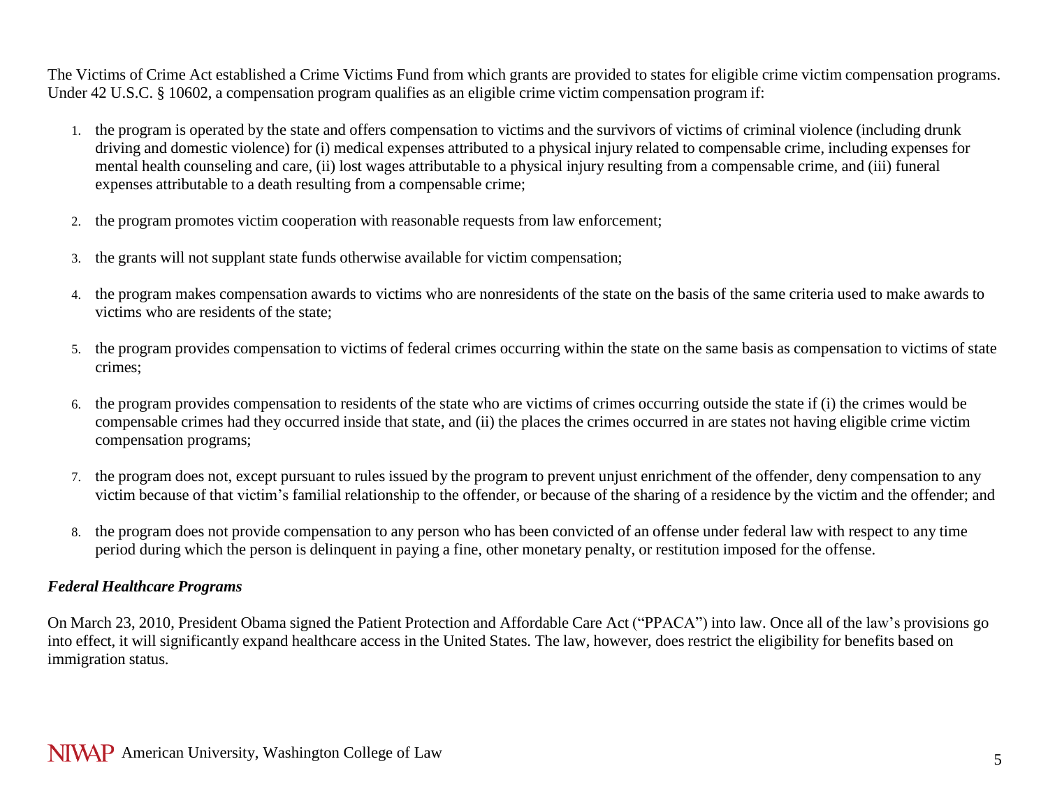The Victims of Crime Act established a Crime Victims Fund from which grants are provided to states for eligible crime victim compensation programs. Under 42 U.S.C. § 10602, a compensation program qualifies as an eligible crime victim compensation program if:

1. the program is operated by the state and offers compensation to victims and the survivors of victims of criminal violence (including drunk driving and domestic violence) for (i) medical expenses attributed to a physical injury related to compensable crime, including expenses for mental health counseling and care, (ii) lost wages attributable to a physical injury resulting from a compensable crime, and (iii) funeral expenses attributable to a death resulting from a compensable crime;

2. the program promotes victim cooperation with reasonable requests from law enforcement;

3. the grants will not supplant state funds otherwise available for victim compensation;

4. the program makes compensation awards to victims who are nonresidents of the state on the basis of the same criteria used to make awards to victims who are residents of the state;

5. the program provides compensation to victims of federal crimes occurring within the state on the same basis as compensation to victims of state crimes;

6. the program provides compensation to residents of the state who are victims of crimes occurring outside the state if (i) the crimes would be compensable crimes had they occurred inside that state, and (ii) the places the crimes occurred in are states not having eligible crime victim compensation programs;

7. the program does not, except pursuant to rules issued by the program to prevent unjust enrichment of the offender, deny compensation to any victim because of that victim's familial relationship to the offender, or because of the sharing of a residence by the victim and the offender; and

8. the program does not provide compensation to any person who has been convicted of an offense under federal law with respect to any time period during which the person is delinquent in paying a fine, other monetary penalty, or restitution imposed for the offense.

***Federal Healthcare Programs***

On March 23, 2010, President Obama signed the Patient Protection and Affordable Care Act ("PPACA") into law. Once all of the law's provisions go into effect, it will significantly expand healthcare access in the United States. The law, however, does restrict the eligibility for benefits based on immigration status.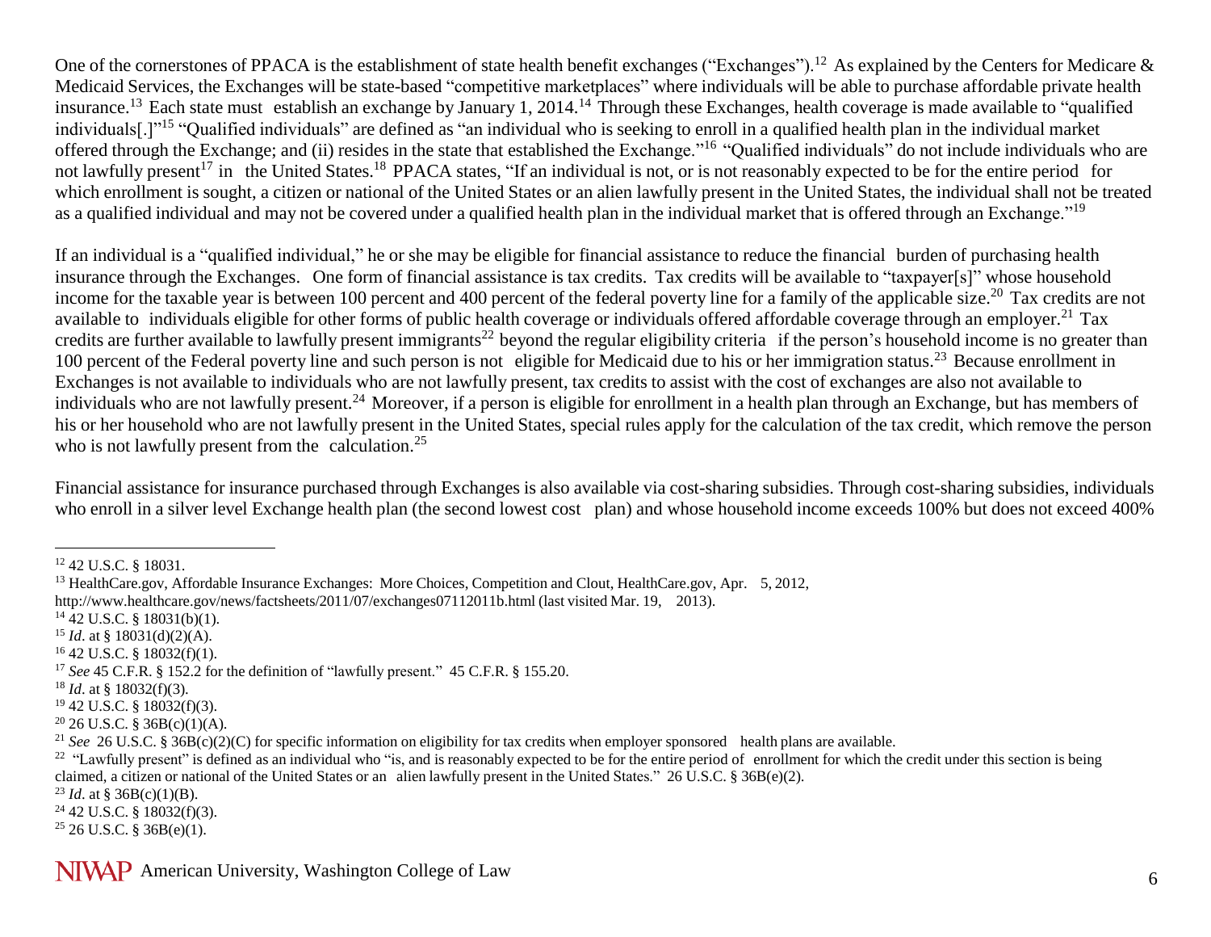One of the cornerstones of PPACA is the establishment of state health benefit exchanges ("Exchanges").[12] As explained by the Centers for Medicare & Medicaid Services, the Exchanges will be state-based "competitive marketplaces" where individuals will be able to purchase affordable private health insurance.[13] Each state must establish an exchange by January 1, 2014.[14] Through these Exchanges, health coverage is made available to "qualified individuals[.]"[15] "Qualified individuals" are defined as "an individual who is seeking to enroll in a qualified health plan in the individual market offered through the Exchange; and (ii) resides in the state that established the Exchange."[16] "Qualified individuals" do not include individuals who are not lawfully present[17] in the United States.[18] PPACA states, "If an individual is not, or is not reasonably expected to be for the entire period for which enrollment is sought, a citizen or national of the United States or an alien lawfully present in the United States, the individual shall not be treated as a qualified individual and may not be covered under a qualified health plan in the individual market that is offered through an Exchange."[19]

If an individual is a "qualified individual," he or she may be eligible for financial assistance to reduce the financial burden of purchasing health insurance through the Exchanges. One form of financial assistance is tax credits. Tax credits will be available to "taxpayer[s]" whose household income for the taxable year is between 100 percent and 400 percent of the federal poverty line for a family of the applicable size.[20] Tax credits are not available to individuals eligible for other forms of public health coverage or individuals offered affordable coverage through an employer.[21] Tax credits are further available to lawfully present immigrants[22] beyond the regular eligibility criteria if the person's household income is no greater than 100 percent of the Federal poverty line and such person is not eligible for Medicaid due to his or her immigration status.[23] Because enrollment in Exchanges is not available to individuals who are not lawfully present, tax credits to assist with the cost of exchanges are also not available to individuals who are not lawfully present.[24] Moreover, if a person is eligible for enrollment in a health plan through an Exchange, but has members of his or her household who are not lawfully present in the United States, special rules apply for the calculation of the tax credit, which remove the person who is not lawfully present from the calculation.[25]

Financial assistance for insurance purchased through Exchanges is also available via cost-sharing subsidies. Through cost-sharing subsidies, individuals who enroll in a silver level Exchange health plan (the second lowest cost plan) and whose household income exceeds 100% but does not exceed 400%

---

[12] 42 U.S.C. § 18031.

[13] HealthCare.gov, Affordable Insurance Exchanges: More Choices, Competition and Clout, HealthCare.gov, Apr. 5, 2012, http://www.healthcare.gov/news/factsheets/2011/07/exchanges07112011b.html (last visited Mar. 19, 2013).

[14] 42 U.S.C. § 18031(b)(1).

[15] *Id*. at § 18031(d)(2)(A).

[16] 42 U.S.C. § 18032(f)(1).

[17] *See* 45 C.F.R. § 152.2 for the definition of "lawfully present." 45 C.F.R. § 155.20.

[18] *Id*. at § 18032(f)(3).

[19] 42 U.S.C. § 18032(f)(3).

[20] 26 U.S.C. § 36B(c)(1)(A).

[21] *See* 26 U.S.C. § 36B(c)(2)(C) for specific information on eligibility for tax credits when employer sponsored health plans are available.

[22] "Lawfully present" is defined as an individual who "is, and is reasonably expected to be for the entire period of enrollment for which the credit under this section is being claimed, a citizen or national of the United States or an alien lawfully present in the United States." 26 U.S.C. § 36B(e)(2).

[23] *Id*. at § 36B(c)(1)(B).

[24] 42 U.S.C. § 18032(f)(3).

[25] 26 U.S.C. § 36B(e)(1).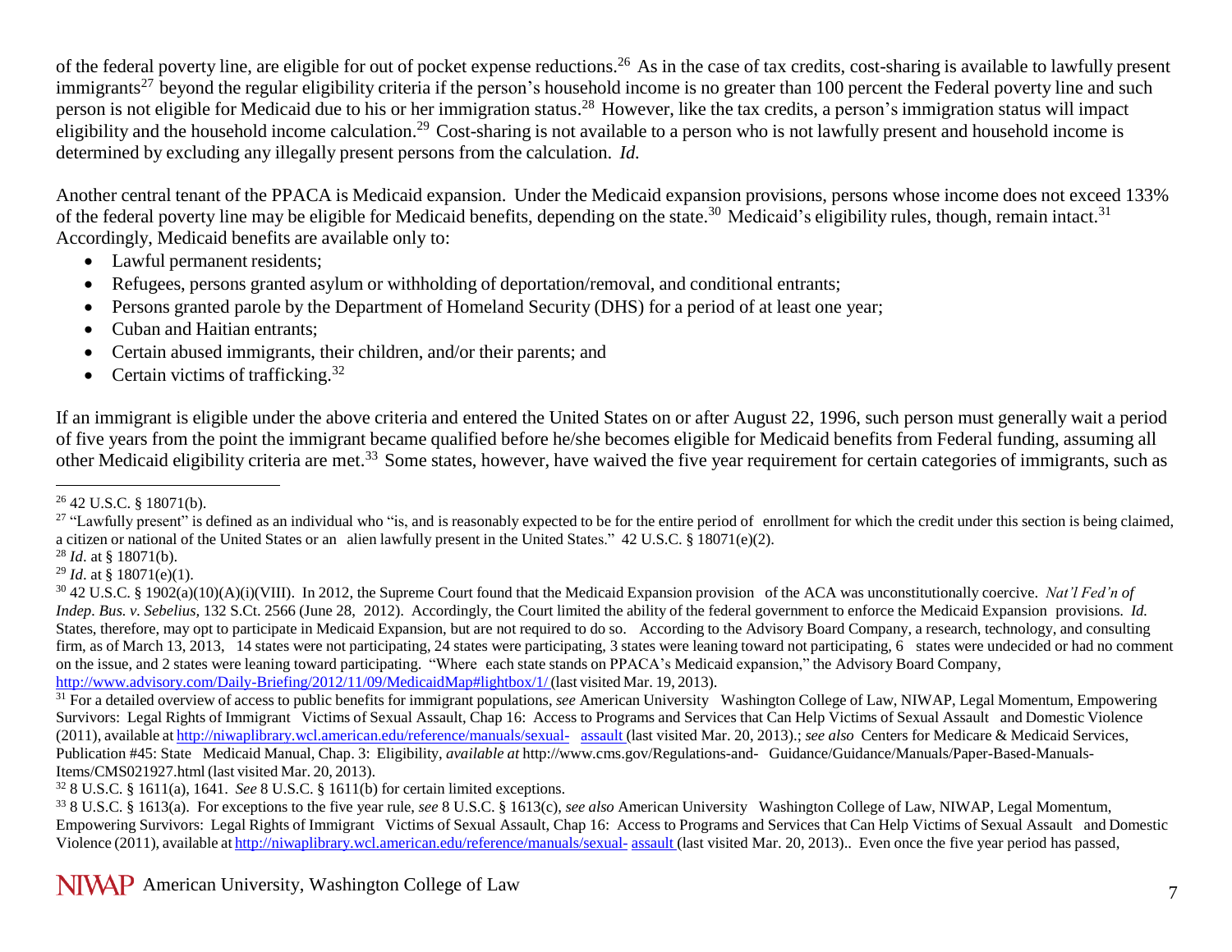of the federal poverty line, are eligible for out of pocket expense reductions.[26] As in the case of tax credits, cost-sharing is available to lawfully present immigrants[27] beyond the regular eligibility criteria if the person's household income is no greater than 100 percent the Federal poverty line and such person is not eligible for Medicaid due to his or her immigration status.[28] However, like the tax credits, a person's immigration status will impact eligibility and the household income calculation.[29] Cost-sharing is not available to a person who is not lawfully present and household income is determined by excluding any illegally present persons from the calculation. *Id.*

Another central tenant of the PPACA is Medicaid expansion. Under the Medicaid expansion provisions, persons whose income does not exceed 133% of the federal poverty line may be eligible for Medicaid benefits, depending on the state.[30] Medicaid's eligibility rules, though, remain intact.[31] Accordingly, Medicaid benefits are available only to:

- Lawful permanent residents;
- Refugees, persons granted asylum or withholding of deportation/removal, and conditional entrants;
- Persons granted parole by the Department of Homeland Security (DHS) for a period of at least one year;
- Cuban and Haitian entrants;
- Certain abused immigrants, their children, and/or their parents; and
- Certain victims of trafficking.[32]

If an immigrant is eligible under the above criteria and entered the United States on or after August 22, 1996, such person must generally wait a period of five years from the point the immigrant became qualified before he/she becomes eligible for Medicaid benefits from Federal funding, assuming all other Medicaid eligibility criteria are met.[33] Some states, however, have waived the five year requirement for certain categories of immigrants, such as

---

[26] 42 U.S.C. § 18071(b).

[27] "Lawfully present" is defined as an individual who "is, and is reasonably expected to be for the entire period of enrollment for which the credit under this section is being claimed, a citizen or national of the United States or an alien lawfully present in the United States." 42 U.S.C. § 18071(e)(2).

[28] *Id*. at § 18071(b).

[29] *Id*. at § 18071(e)(1).

[30] 42 U.S.C. § 1902(a)(10)(A)(i)(VIII). In 2012, the Supreme Court found that the Medicaid Expansion provision of the ACA was unconstitutionally coercive. *Nat'l Fed'n of Indep. Bus. v. Sebelius*, 132 S.Ct. 2566 (June 28, 2012). Accordingly, the Court limited the ability of the federal government to enforce the Medicaid Expansion provisions. *Id.* States, therefore, may opt to participate in Medicaid Expansion, but are not required to do so. According to the Advisory Board Company, a research, technology, and consulting firm, as of March 13, 2013, 14 states were not participating, 24 states were participating, 3 states were leaning toward not participating, 6 states were undecided or had no comment on the issue, and 2 states were leaning toward participating. "Where each state stands on PPACA's Medicaid expansion," the Advisory Board Company, http://www.advisory.com/Daily-Briefing/2012/11/09/MedicaidMap#lightbox/1/ (last visited Mar. 19, 2013).

[31] For a detailed overview of access to public benefits for immigrant populations, *see* American University Washington College of Law, NIWAP, Legal Momentum, Empowering Survivors: Legal Rights of Immigrant Victims of Sexual Assault, Chap 16: Access to Programs and Services that Can Help Victims of Sexual Assault and Domestic Violence (2011), available at http://niwaplibrary.wcl.american.edu/reference/manuals/sexual-assault (last visited Mar. 20, 2013).; *see also* Centers for Medicare & Medicaid Services, Publication #45: State Medicaid Manual, Chap. 3: Eligibility, *available at* http://www.cms.gov/Regulations-and-Guidance/Guidance/Manuals/Paper-Based-Manuals-Items/CMS021927.html (last visited Mar. 20, 2013).

[32] 8 U.S.C. § 1611(a), 1641. *See* 8 U.S.C. § 1611(b) for certain limited exceptions.

[33] 8 U.S.C. § 1613(a). For exceptions to the five year rule, *see* 8 U.S.C. § 1613(c), *see also* American University Washington College of Law, NIWAP, Legal Momentum, Empowering Survivors: Legal Rights of Immigrant Victims of Sexual Assault, Chap 16: Access to Programs and Services that Can Help Victims of Sexual Assault and Domestic Violence (2011), available at http://niwaplibrary.wcl.american.edu/reference/manuals/sexual-assault (last visited Mar. 20, 2013).. Even once the five year period has passed,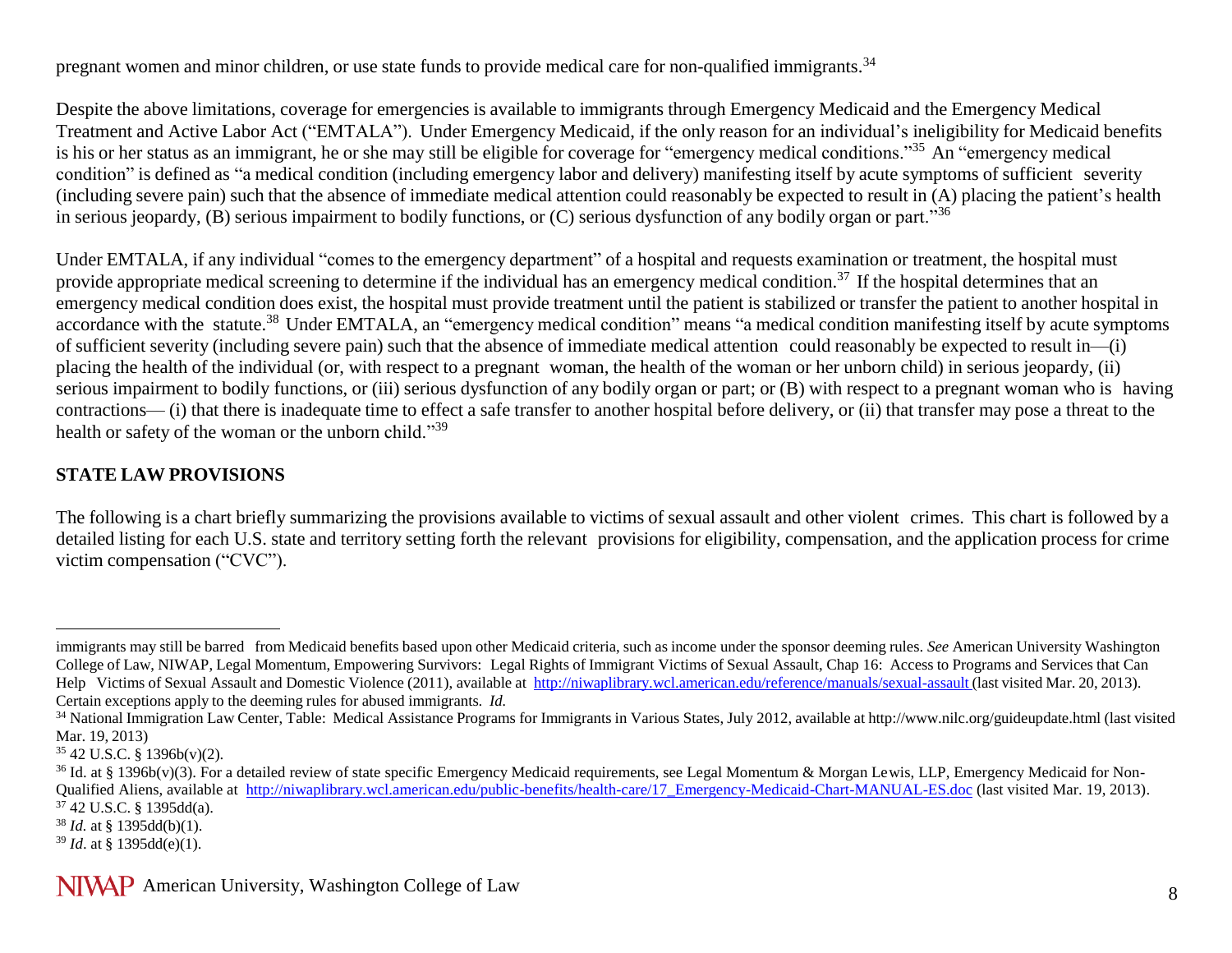pregnant women and minor children, or use state funds to provide medical care for non-qualified immigrants.[34]

Despite the above limitations, coverage for emergencies is available to immigrants through Emergency Medicaid and the Emergency Medical Treatment and Active Labor Act ("EMTALA"). Under Emergency Medicaid, if the only reason for an individual's ineligibility for Medicaid benefits is his or her status as an immigrant, he or she may still be eligible for coverage for "emergency medical conditions."[35] An "emergency medical condition" is defined as "a medical condition (including emergency labor and delivery) manifesting itself by acute symptoms of sufficient severity (including severe pain) such that the absence of immediate medical attention could reasonably be expected to result in (A) placing the patient's health in serious jeopardy, (B) serious impairment to bodily functions, or (C) serious dysfunction of any bodily organ or part."[36]

Under EMTALA, if any individual "comes to the emergency department" of a hospital and requests examination or treatment, the hospital must provide appropriate medical screening to determine if the individual has an emergency medical condition.[37] If the hospital determines that an emergency medical condition does exist, the hospital must provide treatment until the patient is stabilized or transfer the patient to another hospital in accordance with the statute.[38] Under EMTALA, an "emergency medical condition" means "a medical condition manifesting itself by acute symptoms of sufficient severity (including severe pain) such that the absence of immediate medical attention could reasonably be expected to result in—(i) placing the health of the individual (or, with respect to a pregnant woman, the health of the woman or her unborn child) in serious jeopardy, (ii) serious impairment to bodily functions, or (iii) serious dysfunction of any bodily organ or part; or (B) with respect to a pregnant woman who is having contractions— (i) that there is inadequate time to effect a safe transfer to another hospital before delivery, or (ii) that transfer may pose a threat to the health or safety of the woman or the unborn child."[39]

## STATE LAW PROVISIONS

The following is a chart briefly summarizing the provisions available to victims of sexual assault and other violent crimes. This chart is followed by a detailed listing for each U.S. state and territory setting forth the relevant provisions for eligibility, compensation, and the application process for crime victim compensation ("CVC").

---

immigrants may still be barred from Medicaid benefits based upon other Medicaid criteria, such as income under the sponsor deeming rules. *See* American University Washington College of Law, NIWAP, Legal Momentum, Empowering Survivors: Legal Rights of Immigrant Victims of Sexual Assault, Chap 16: Access to Programs and Services that Can Help Victims of Sexual Assault and Domestic Violence (2011), available at http://niwaplibrary.wcl.american.edu/reference/manuals/sexual-assault (last visited Mar. 20, 2013). Certain exceptions apply to the deeming rules for abused immigrants. *Id.*

[34] National Immigration Law Center, Table: Medical Assistance Programs for Immigrants in Various States, July 2012, available at http://www.nilc.org/guideupdate.html (last visited Mar. 19, 2013)

[35] 42 U.S.C. § 1396b(v)(2).

[36] Id. at § 1396b(v)(3). For a detailed review of state specific Emergency Medicaid requirements, see Legal Momentum & Morgan Lewis, LLP, Emergency Medicaid for Non-Qualified Aliens, available at http://niwaplibrary.wcl.american.edu/public-benefits/health-care/17_Emergency-Medicaid-Chart-MANUAL-ES.doc (last visited Mar. 19, 2013).

[37] 42 U.S.C. § 1395dd(a).

[38] *Id.* at § 1395dd(b)(1).

[39] *Id*. at § 1395dd(e)(1).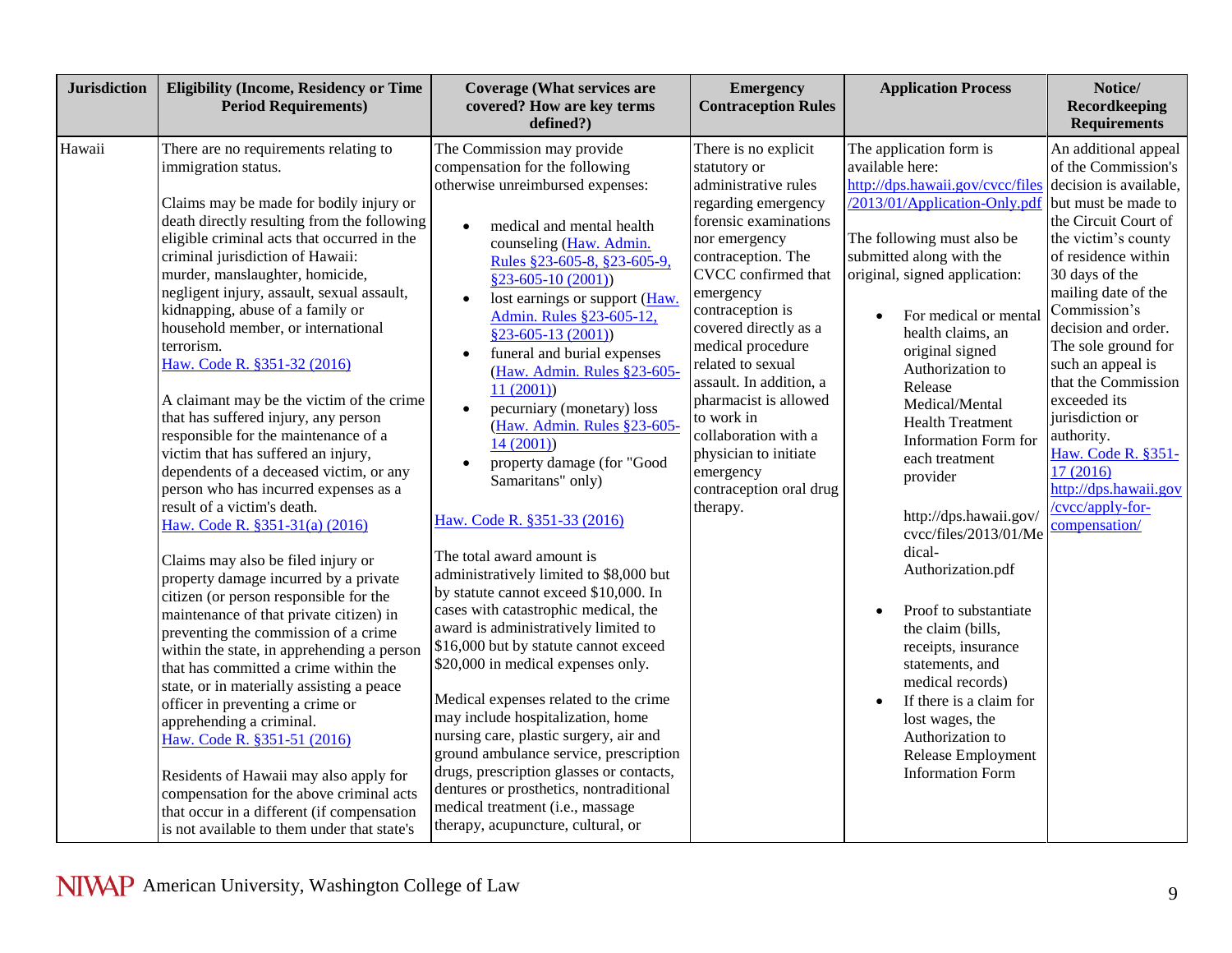| Jurisdiction | Eligibility (Income, Residency or Time Period Requirements) | Coverage (What services are covered? How are key terms defined?) | Emergency Contraception Rules | Application Process | Notice/ Recordkeeping Requirements |
|---|---|---|---|---|---|
| Hawaii | There are no requirements relating to immigration status.<br><br>Claims may be made for bodily injury or death directly resulting from the following eligible criminal acts that occurred in the criminal jurisdiction of Hawaii: murder, manslaughter, homicide, negligent injury, assault, sexual assault, kidnapping, abuse of a family or household member, or international terrorism.<br>Haw. Code R. §351-32 (2016)<br><br>A claimant may be the victim of the crime that has suffered injury, any person responsible for the maintenance of a victim that has suffered an injury, dependents of a deceased victim, or any person who has incurred expenses as a result of a victim's death.<br>Haw. Code R. §351-31(a) (2016)<br><br>Claims may also be filed injury or property damage incurred by a private citizen (or person responsible for the maintenance of that private citizen) in preventing the commission of a crime within the state, in apprehending a person that has committed a crime within the state, or in materially assisting a peace officer in preventing a crime or apprehending a criminal.<br>Haw. Code R. §351-51 (2016)<br><br>Residents of Hawaii may also apply for compensation for the above criminal acts that occur in a different (if compensation is not available to them under that state's | The Commission may provide compensation for the following otherwise unreimbursed expenses:<br><br>• medical and mental health counseling (Haw. Admin. Rules §23-605-8, §23-605-9, §23-605-10 (2001))<br>• lost earnings or support (Haw. Admin. Rules §23-605-12, §23-605-13 (2001))<br>• funeral and burial expenses (Haw. Admin. Rules §23-605-11 (2001))<br>• pecuniary (monetary) loss (Haw. Admin. Rules §23-605-14 (2001))<br>• property damage (for "Good Samaritans" only)<br><br>Haw. Code R. §351-33 (2016)<br><br>The total award amount is administratively limited to $8,000 but by statute cannot exceed $10,000. In cases with catastrophic medical, the award is administratively limited to $16,000 but by statute cannot exceed $20,000 in medical expenses only.<br><br>Medical expenses related to the crime may include hospitalization, home nursing care, plastic surgery, air and ground ambulance service, prescription drugs, prescription glasses or contacts, dentures or prosthetics, nontraditional medical treatment (i.e., massage therapy, acupuncture, cultural, or | There is no explicit statutory or administrative rules regarding emergency forensic examinations nor emergency contraception. The CVCC confirmed that emergency contraception is covered directly as a medical procedure related to sexual assault. In addition, a pharmacist is allowed to work in collaboration with a physician to initiate emergency contraception oral drug therapy. | The application form is available here: http://dps.hawaii.gov/cvcc/files/2013/01/Application-Only.pdf<br><br>The following must also be submitted along with the original, signed application:<br><br>• For medical or mental health claims, an original signed Authorization to Release Medical/Mental Health Treatment Information Form for each treatment provider<br><br>http://dps.hawaii.gov/cvcc/files/2013/01/Medical-Authorization.pdf<br><br>• Proof to substantiate the claim (bills, receipts, insurance statements, and medical records)<br>• If there is a claim for lost wages, the Authorization to Release Employment Information Form | An additional appeal of the Commission's decision is available, but must be made to the Circuit Court of the victim's county of residence within 30 days of the mailing date of the Commission's decision and order. The sole ground for such an appeal is that the Commission exceeded its jurisdiction or authority.<br>Haw. Code R. §351-17 (2016)<br>http://dps.hawaii.gov/cvcc/apply-for-compensation/ |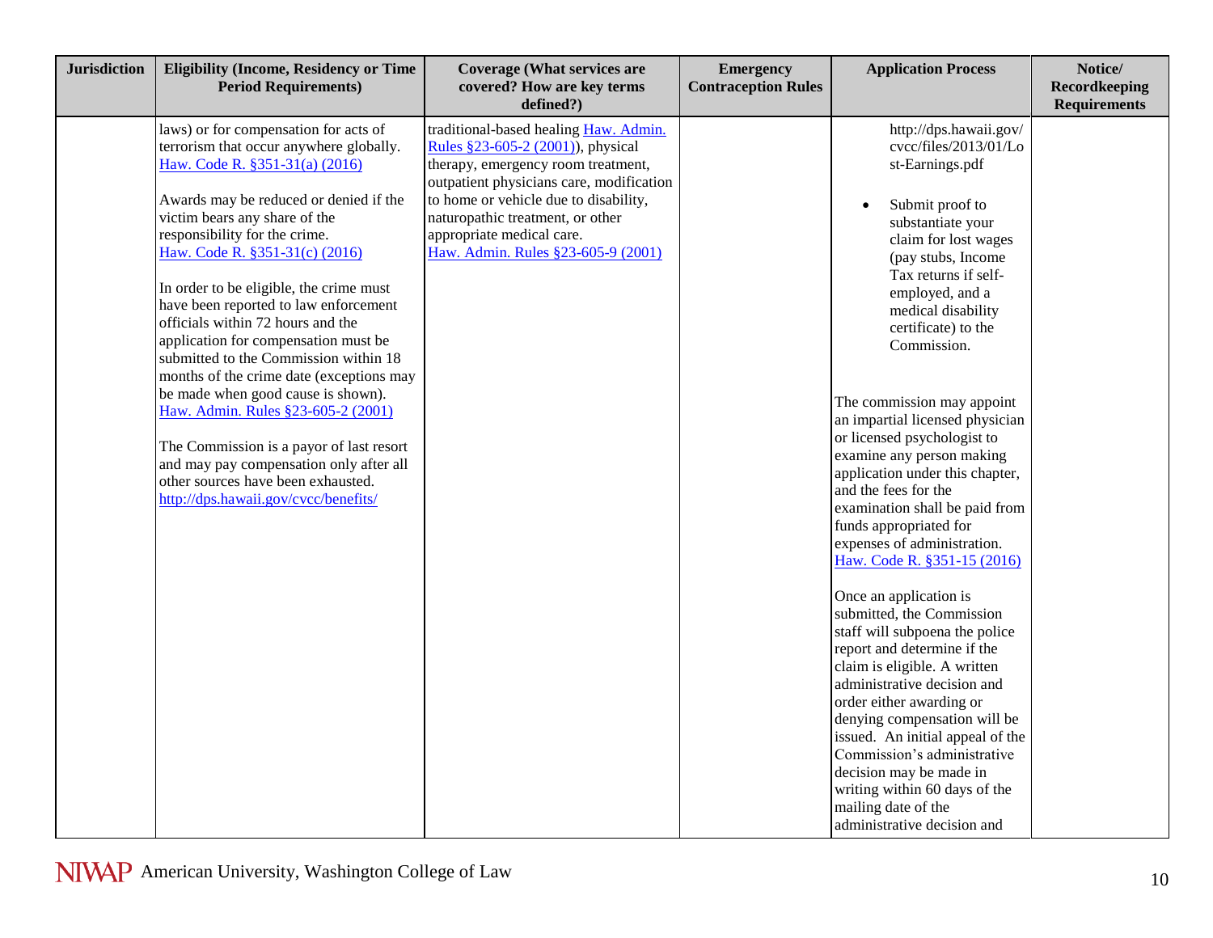| Jurisdiction | Eligibility (Income, Residency or Time Period Requirements) | Coverage (What services are covered? How are key terms defined?) | Emergency Contraception Rules | Application Process | Notice/ Recordkeeping Requirements |
|---|---|---|---|---|---|
| | laws) or for compensation for acts of terrorism that occur anywhere globally. Haw. Code R. §351-31(a) (2016)<br><br>Awards may be reduced or denied if the victim bears any share of the responsibility for the crime. Haw. Code R. §351-31(c) (2016)<br><br>In order to be eligible, the crime must have been reported to law enforcement officials within 72 hours and the application for compensation must be submitted to the Commission within 18 months of the crime date (exceptions may be made when good cause is shown). Haw. Admin. Rules §23-605-2 (2001)<br><br>The Commission is a payor of last resort and may pay compensation only after all other sources have been exhausted. http://dps.hawaii.gov/cvcc/benefits/ | traditional-based healing Haw. Admin. Rules §23-605-2 (2001)), physical therapy, emergency room treatment, outpatient physicians care, modification to home or vehicle due to disability, naturopathic treatment, or other appropriate medical care. Haw. Admin. Rules §23-605-9 (2001) | | http://dps.hawaii.gov/cvcc/files/2013/01/Lost-Earnings.pdf<br><br>• Submit proof to substantiate your claim for lost wages (pay stubs, Income Tax returns if self-employed, and a medical disability certificate) to the Commission.<br><br>The commission may appoint an impartial licensed physician or licensed psychologist to examine any person making application under this chapter, and the fees for the examination shall be paid from funds appropriated for expenses of administration. Haw. Code R. §351-15 (2016)<br><br>Once an application is submitted, the Commission staff will subpoena the police report and determine if the claim is eligible. A written administrative decision and order either awarding or denying compensation will be issued. An initial appeal of the Commission's administrative decision may be made in writing within 60 days of the mailing date of the administrative decision and | |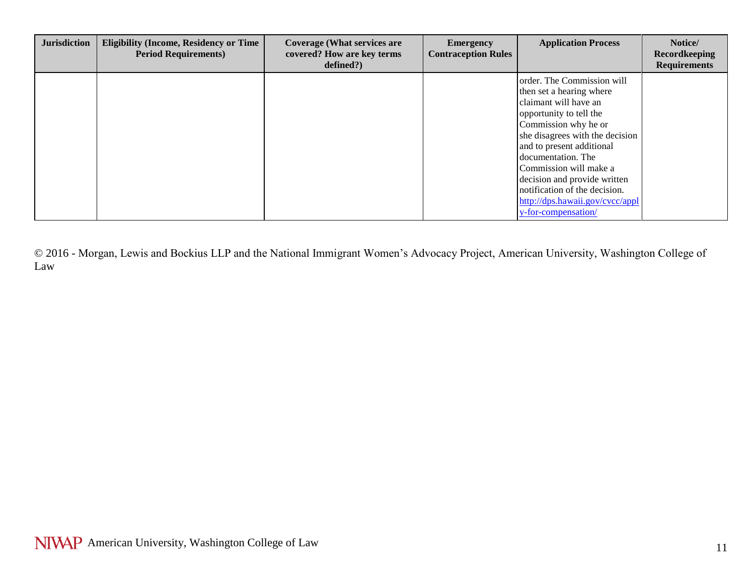| Jurisdiction | Eligibility (Income, Residency or Time Period Requirements) | Coverage (What services are covered? How are key terms defined?) | Emergency Contraception Rules | Application Process | Notice/ Recordkeeping Requirements |
|---|---|---|---|---|---|
| | | | | order. The Commission will then set a hearing where claimant will have an opportunity to tell the Commission why he or she disagrees with the decision and to present additional documentation. The Commission will make a decision and provide written notification of the decision. http://dps.hawaii.gov/cvcc/apply-for-compensation/ | |

© 2016 - Morgan, Lewis and Bockius LLP and the National Immigrant Women's Advocacy Project, American University, Washington College of Law